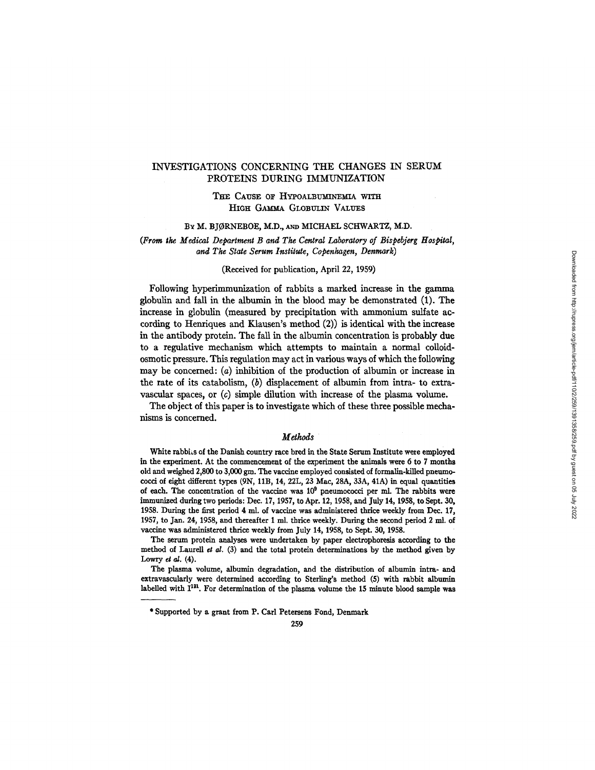# INVESTIGATIONS CONCERNING THE CHANGES IN SERUM PROTEINS DURING IMMUNIZATION

## The Cause of Hypoalbuminemia with High Gamma Globulin Values

By M. BJØRNEBOE, M.D., and MICHAEL SCHWARTZ, M.D.

*(From the Medical Department B and The Central Laboratory of Bispebjerg Hospital, and The State Serum Institute, Copenhagen, Denmark)*

(Received for publication, April 22, 1959)

Following hyperimmunization of rabbits a marked increase in the gamma globulin and fall in the albumin in the blood may be demonstrated (1). The increase in globulin (measured by precipitation with ammonium sulfate according to Henriques and Klausen's method (2)) is identical with the increase in the antibody protein. The fall in the albumin concentration is probably due to a regulative mechanism which attempts to maintain a normal colloid-osmotic pressure. This regulation may act in various ways of which the following may be concerned: (*a*) inhibition of the production of albumin or increase in the rate of its catabolism, (*b*) displacement of albumin from intra- to extravascular spaces, or (*c*) simple dilution with increase of the plasma volume.

The object of this paper is to investigate which of these three possible mechanisms is concerned.

### *Methods*

White rabbits of the Danish country race bred in the State Serum Institute were employed in the experiment. At the commencement of the experiment the animals were 6 to 7 months old and weighed 2,800 to 3,000 gm. The vaccine employed consisted of formalin-killed pneumococci of eight different types (9N, 11B, 14, 22L, 23 Mac, 28A, 33A, 41A) in equal quantities of each. The concentration of the vaccine was $10^9$ pneumococci per ml. The rabbits were immunized during two periods: Dec. 17, 1957, to Apr. 12, 1958, and July 14, 1958, to Sept. 30, 1958. During the first period 4 ml. of vaccine was administered thrice weekly from Dec. 17, 1957, to Jan. 24, 1958, and thereafter 1 ml. thrice weekly. During the second period 2 ml. of vaccine was administered thrice weekly from July 14, 1958, to Sept. 30, 1958.

The serum protein analyses were undertaken by paper electrophoresis according to the method of Laurell *et al.* (3) and the total protein determinations by the method given by Lowry *et al.* (4).

The plasma volume, albumin degradation, and the distribution of albumin intra- and extravascularly were determined according to Sterling's method (5) with rabbit albumin labelled with $I^{131}$. For determination of the plasma volume the 15 minute blood sample was

\* Supported by a grant from P. Carl Petersens Fond, Denmark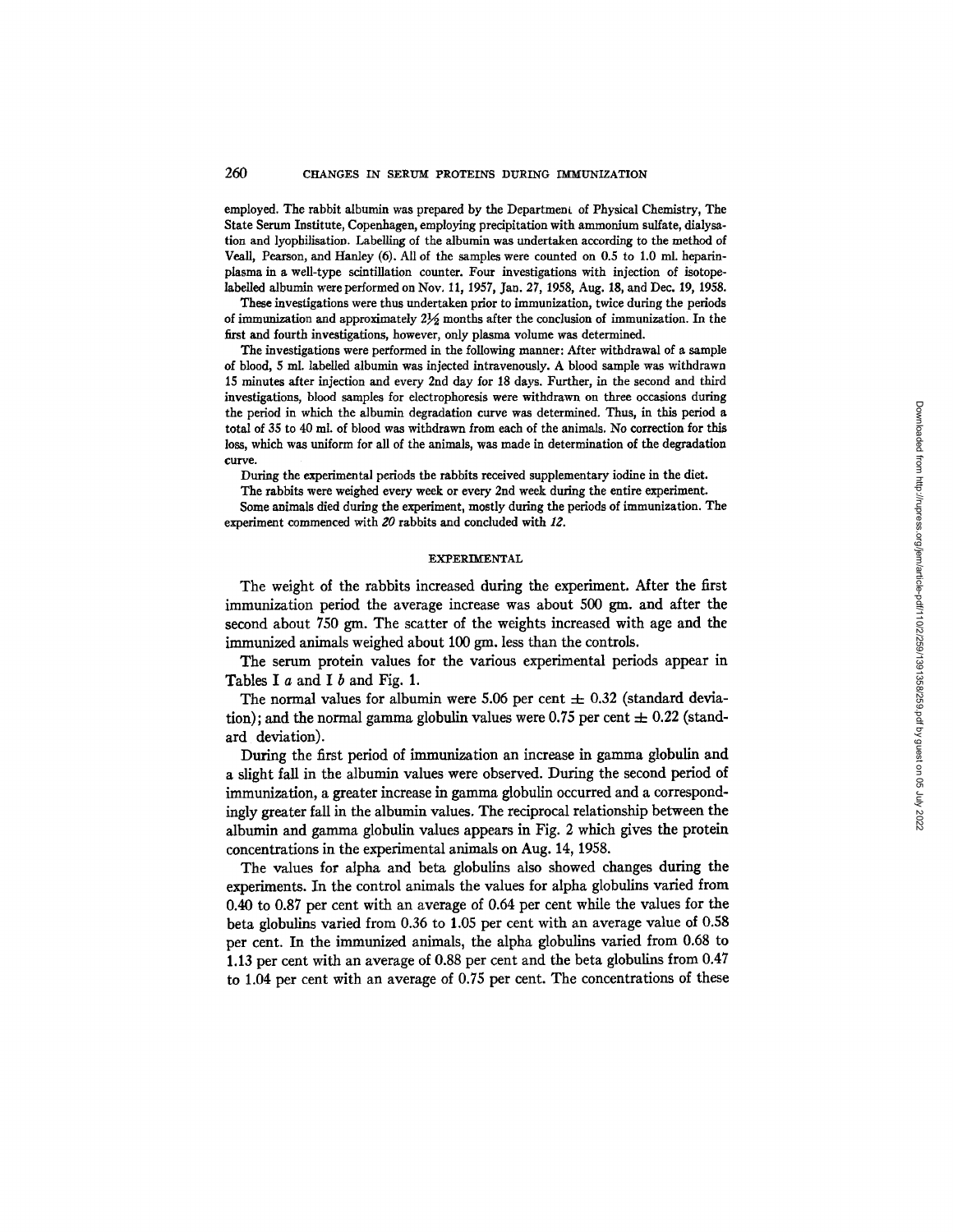employed. The rabbit albumin was prepared by the Department of Physical Chemistry, The State Serum Institute, Copenhagen, employing precipitation with ammonium sulfate, dialysation and lyophilisation. Labelling of the albumin was undertaken according to the method of Veall, Pearson, and Hanley (6). All of the samples were counted on 0.5 to 1.0 ml. heparin-plasma in a well-type scintillation counter. Four investigations with injection of isotope-labelled albumin were performed on Nov. 11, 1957, Jan. 27, 1958, Aug. 18, and Dec. 19, 1958.

These investigations were thus undertaken prior to immunization, twice during the periods of immunization and approximately 2½ months after the conclusion of immunization. In the first and fourth investigations, however, only plasma volume was determined.

The investigations were performed in the following manner: After withdrawal of a sample of blood, 5 ml. labelled albumin was injected intravenously. A blood sample was withdrawn 15 minutes after injection and every 2nd day for 18 days. Further, in the second and third investigations, blood samples for electrophoresis were withdrawn on three occasions during the period in which the albumin degradation curve was determined. Thus, in this period a total of 35 to 40 ml. of blood was withdrawn from each of the animals. No correction for this loss, which was uniform for all of the animals, was made in determination of the degradation curve.

During the experimental periods the rabbits received supplementary iodine in the diet.

The rabbits were weighed every week or every 2nd week during the entire experiment.

Some animals died during the experiment, mostly during the periods of immunization. The experiment commenced with *20* rabbits and concluded with *12*.

## EXPERIMENTAL

The weight of the rabbits increased during the experiment. After the first immunization period the average increase was about 500 gm. and after the second about 750 gm. The scatter of the weights increased with age and the immunized animals weighed about 100 gm. less than the controls.

The serum protein values for the various experimental periods appear in Tables I *a* and I *b* and Fig. 1.

The normal values for albumin were 5.06 per cent ± 0.32 (standard deviation); and the normal gamma globulin values were 0.75 per cent ± 0.22 (standard deviation).

During the first period of immunization an increase in gamma globulin and a slight fall in the albumin values were observed. During the second period of immunization, a greater increase in gamma globulin occurred and a correspondingly greater fall in the albumin values. The reciprocal relationship between the albumin and gamma globulin values appears in Fig. 2 which gives the protein concentrations in the experimental animals on Aug. 14, 1958.

The values for alpha and beta globulins also showed changes during the experiments. In the control animals the values for alpha globulins varied from 0.40 to 0.87 per cent with an average of 0.64 per cent while the values for the beta globulins varied from 0.36 to 1.05 per cent with an average value of 0.58 per cent. In the immunized animals, the alpha globulins varied from 0.68 to 1.13 per cent with an average of 0.88 per cent and the beta globulins from 0.47 to 1.04 per cent with an average of 0.75 per cent. The concentrations of these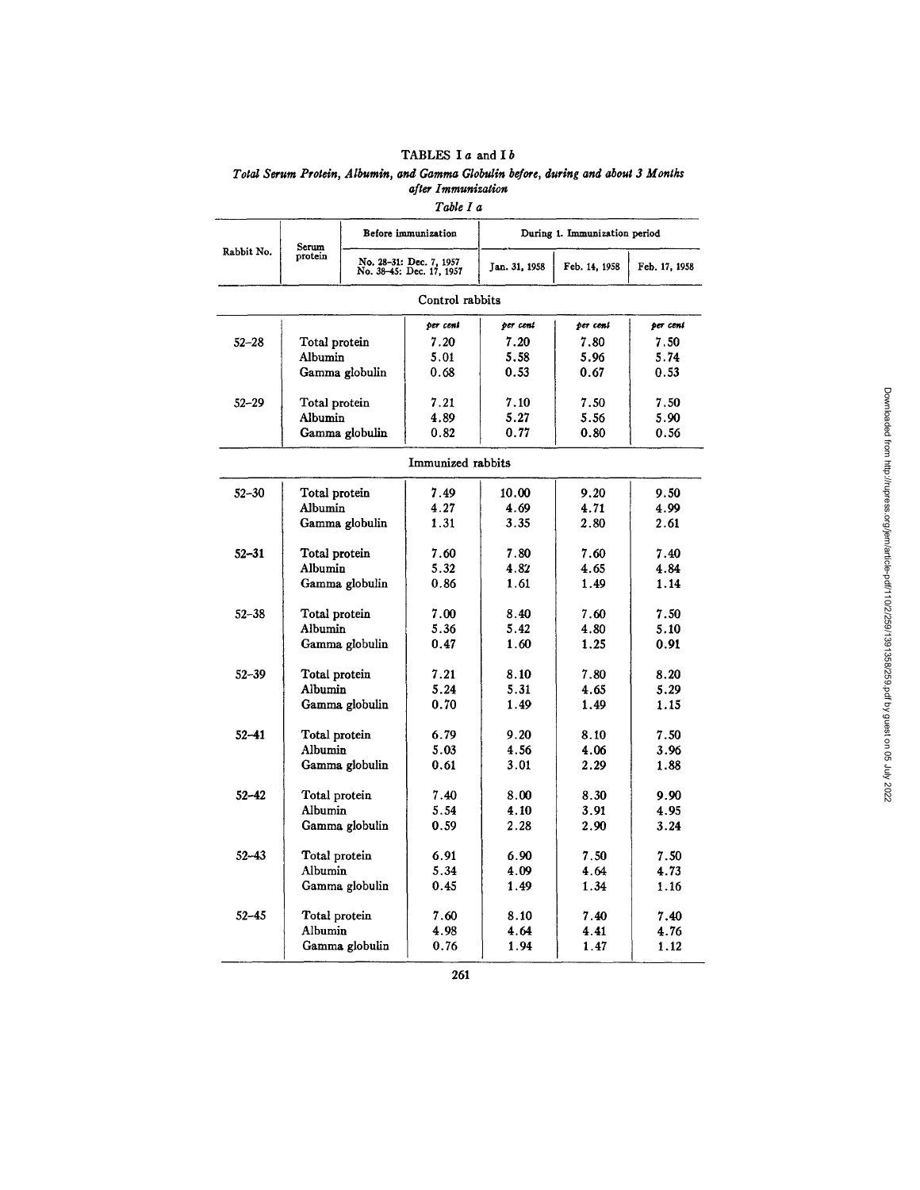TABLES I *a* and I *b*

*Total Serum Protein, Albumin, and Gamma Globulin before, during and about 3 Months after Immunization*

*Table I a*

| Rabbit No. | Serum protein | Before immunization | During 1. Immunization period | | |
|---|---|---|---|---|---|
| | | No. 28–31: Dec. 7, 1957<br>No. 38–45: Dec. 17, 1957 | Jan. 31, 1958 | Feb. 14, 1958 | Feb. 17, 1958 |
| **Control rabbits** | | | | | |
| | | *per cent* | *per cent* | *per cent* | *per cent* |
| 52–28 | Total protein | 7.20 | 7.20 | 7.80 | 7.50 |
| | Albumin | 5.01 | 5.58 | 5.96 | 5.74 |
| | Gamma globulin | 0.68 | 0.53 | 0.67 | 0.53 |
| 52–29 | Total protein | 7.21 | 7.10 | 7.50 | 7.50 |
| | Albumin | 4.89 | 5.27 | 5.56 | 5.90 |
| | Gamma globulin | 0.82 | 0.77 | 0.80 | 0.56 |
| **Immunized rabbits** | | | | | |
| 52–30 | Total protein | 7.49 | 10.00 | 9.20 | 9.50 |
| | Albumin | 4.27 | 4.69 | 4.71 | 4.99 |
| | Gamma globulin | 1.31 | 3.35 | 2.80 | 2.61 |
| 52–31 | Total protein | 7.60 | 7.80 | 7.60 | 7.40 |
| | Albumin | 5.32 | 4.82 | 4.65 | 4.84 |
| | Gamma globulin | 0.86 | 1.61 | 1.49 | 1.14 |
| 52–38 | Total protein | 7.00 | 8.40 | 7.60 | 7.50 |
| | Albumin | 5.36 | 5.42 | 4.80 | 5.10 |
| | Gamma globulin | 0.47 | 1.60 | 1.25 | 0.91 |
| 52–39 | Total protein | 7.21 | 8.10 | 7.80 | 8.20 |
| | Albumin | 5.24 | 5.31 | 4.65 | 5.29 |
| | Gamma globulin | 0.70 | 1.49 | 1.49 | 1.15 |
| 52–41 | Total protein | 6.79 | 9.20 | 8.10 | 7.50 |
| | Albumin | 5.03 | 4.56 | 4.06 | 3.96 |
| | Gamma globulin | 0.61 | 3.01 | 2.29 | 1.88 |
| 52–42 | Total protein | 7.40 | 8.00 | 8.30 | 9.90 |
| | Albumin | 5.54 | 4.10 | 3.91 | 4.95 |
| | Gamma globulin | 0.59 | 2.28 | 2.90 | 3.24 |
| 52–43 | Total protein | 6.91 | 6.90 | 7.50 | 7.50 |
| | Albumin | 5.34 | 4.09 | 4.64 | 4.73 |
| | Gamma globulin | 0.45 | 1.49 | 1.34 | 1.16 |
| 52–45 | Total protein | 7.60 | 8.10 | 7.40 | 7.40 |
| | Albumin | 4.98 | 4.64 | 4.41 | 4.76 |
| | Gamma globulin | 0.76 | 1.94 | 1.47 | 1.12 |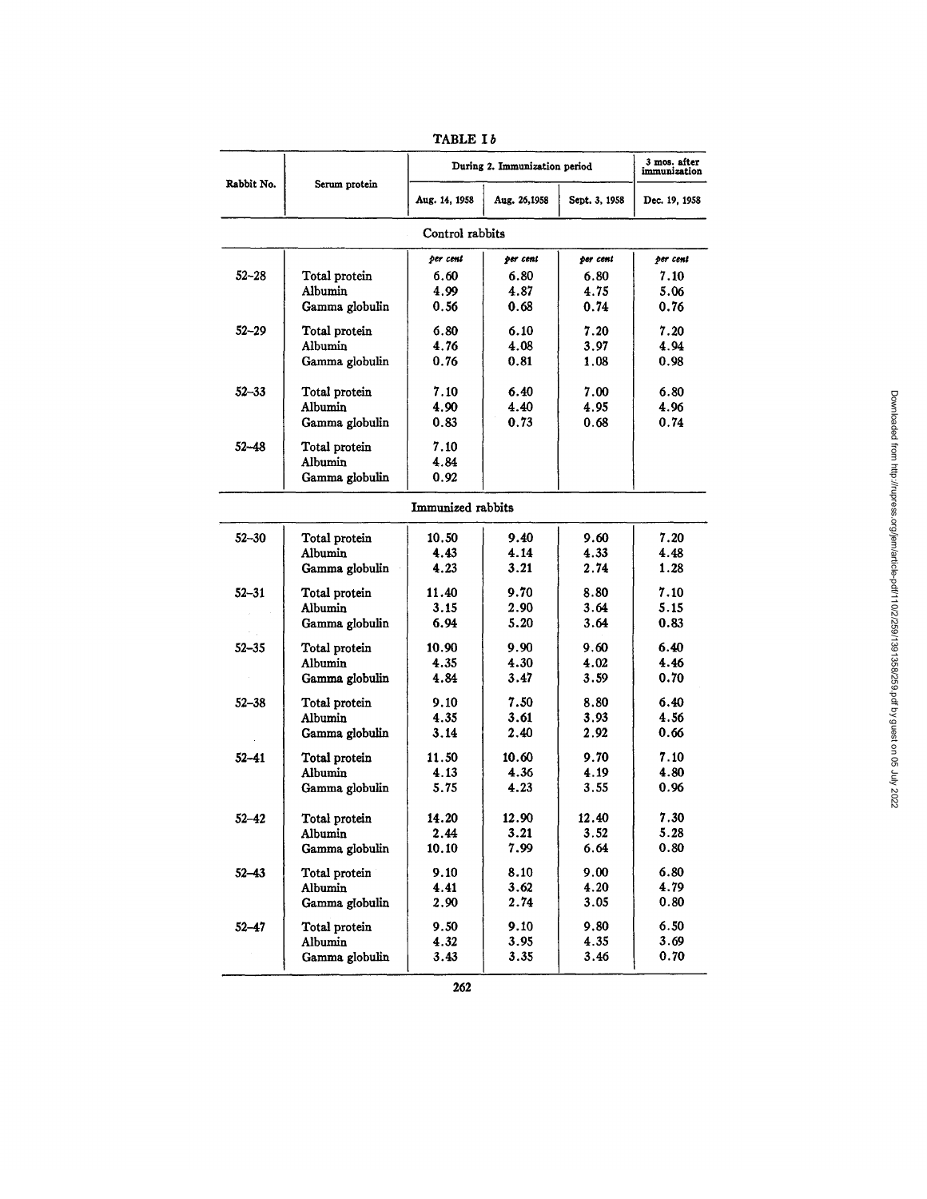TABLE I *b*

| Rabbit No. | Serum protein | During 2. Immunization period | | | 3 mos. after immunization |
|---|---|---|---|---|---|
| | | Aug. 14, 1958 | Aug. 26,1958 | Sept. 3, 1958 | Dec. 19, 1958 |
| | | **Control rabbits** | | | |
| | | *per cent* | *per cent* | *per cent* | *per cent* |
| 52–28 | Total protein | 6.60 | 6.80 | 6.80 | 7.10 |
| | Albumin | 4.99 | 4.87 | 4.75 | 5.06 |
| | Gamma globulin | 0.56 | 0.68 | 0.74 | 0.76 |
| 52–29 | Total protein | 6.80 | 6.10 | 7.20 | 7.20 |
| | Albumin | 4.76 | 4.08 | 3.97 | 4.94 |
| | Gamma globulin | 0.76 | 0.81 | 1.08 | 0.98 |
| 52–33 | Total protein | 7.10 | 6.40 | 7.00 | 6.80 |
| | Albumin | 4.90 | 4.40 | 4.95 | 4.96 |
| | Gamma globulin | 0.83 | 0.73 | 0.68 | 0.74 |
| 52–48 | Total protein | 7.10 | | | |
| | Albumin | 4.84 | | | |
| | Gamma globulin | 0.92 | | | |
| | | **Immunized rabbits** | | | |
| 52–30 | Total protein | 10.50 | 9.40 | 9.60 | 7.20 |
| | Albumin | 4.43 | 4.14 | 4.33 | 4.48 |
| | Gamma globulin | 4.23 | 3.21 | 2.74 | 1.28 |
| 52–31 | Total protein | 11.40 | 9.70 | 8.80 | 7.10 |
| | Albumin | 3.15 | 2.90 | 3.64 | 5.15 |
| | Gamma globulin | 6.94 | 5.20 | 3.64 | 0.83 |
| 52–35 | Total protein | 10.90 | 9.90 | 9.60 | 6.40 |
| | Albumin | 4.35 | 4.30 | 4.02 | 4.46 |
| | Gamma globulin | 4.84 | 3.47 | 3.59 | 0.70 |
| 52–38 | Total protein | 9.10 | 7.50 | 8.80 | 6.40 |
| | Albumin | 4.35 | 3.61 | 3.93 | 4.56 |
| | Gamma globulin | 3.14 | 2.40 | 2.92 | 0.66 |
| 52–41 | Total protein | 11.50 | 10.60 | 9.70 | 7.10 |
| | Albumin | 4.13 | 4.36 | 4.19 | 4.80 |
| | Gamma globulin | 5.75 | 4.23 | 3.55 | 0.96 |
| 52–42 | Total protein | 14.20 | 12.90 | 12.40 | 7.30 |
| | Albumin | 2.44 | 3.21 | 3.52 | 5.28 |
| | Gamma globulin | 10.10 | 7.99 | 6.64 | 0.80 |
| 52–43 | Total protein | 9.10 | 8.10 | 9.00 | 6.80 |
| | Albumin | 4.41 | 3.62 | 4.20 | 4.79 |
| | Gamma globulin | 2.90 | 2.74 | 3.05 | 0.80 |
| 52–47 | Total protein | 9.50 | 9.10 | 9.80 | 6.50 |
| | Albumin | 4.32 | 3.95 | 4.35 | 3.69 |
| | Gamma globulin | 3.43 | 3.35 | 3.46 | 0.70 |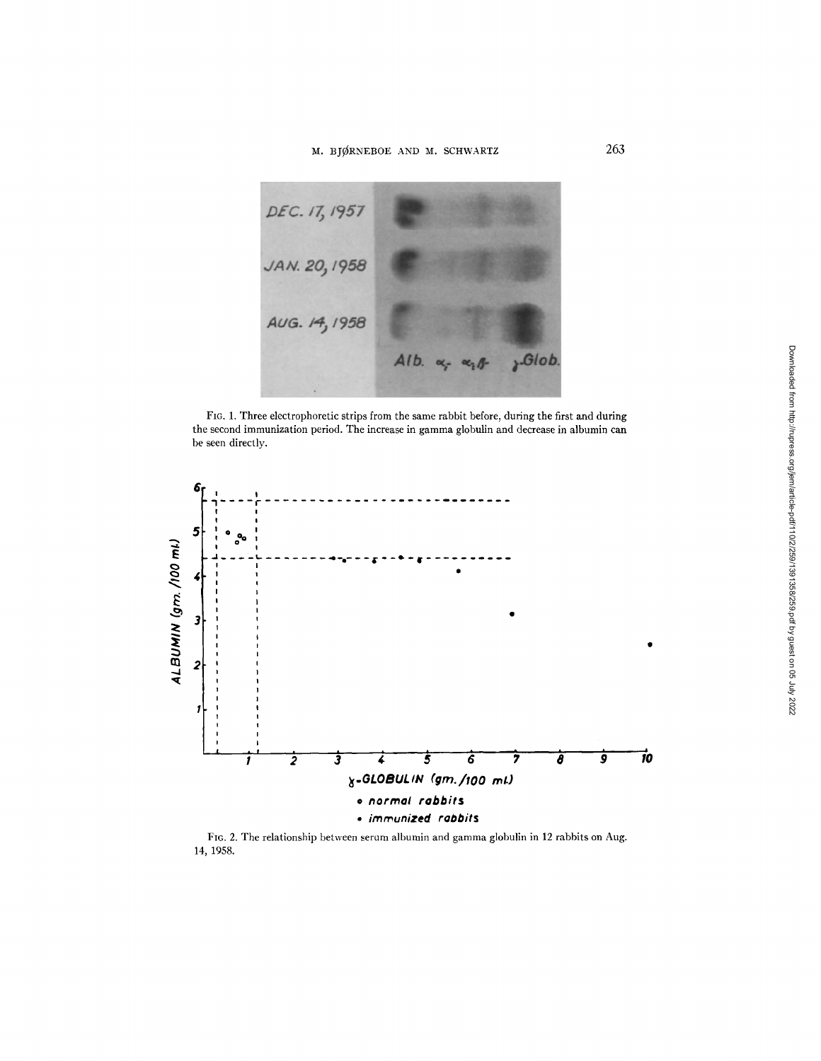FIG. 1. Three electrophoretic strips from the same rabbit before, during the first and during the second immunization period. The increase in gamma globulin and decrease in albumin can be seen directly.

FIG. 2. The relationship between serum albumin and gamma globulin in 12 rabbits on Aug. 14, 1958.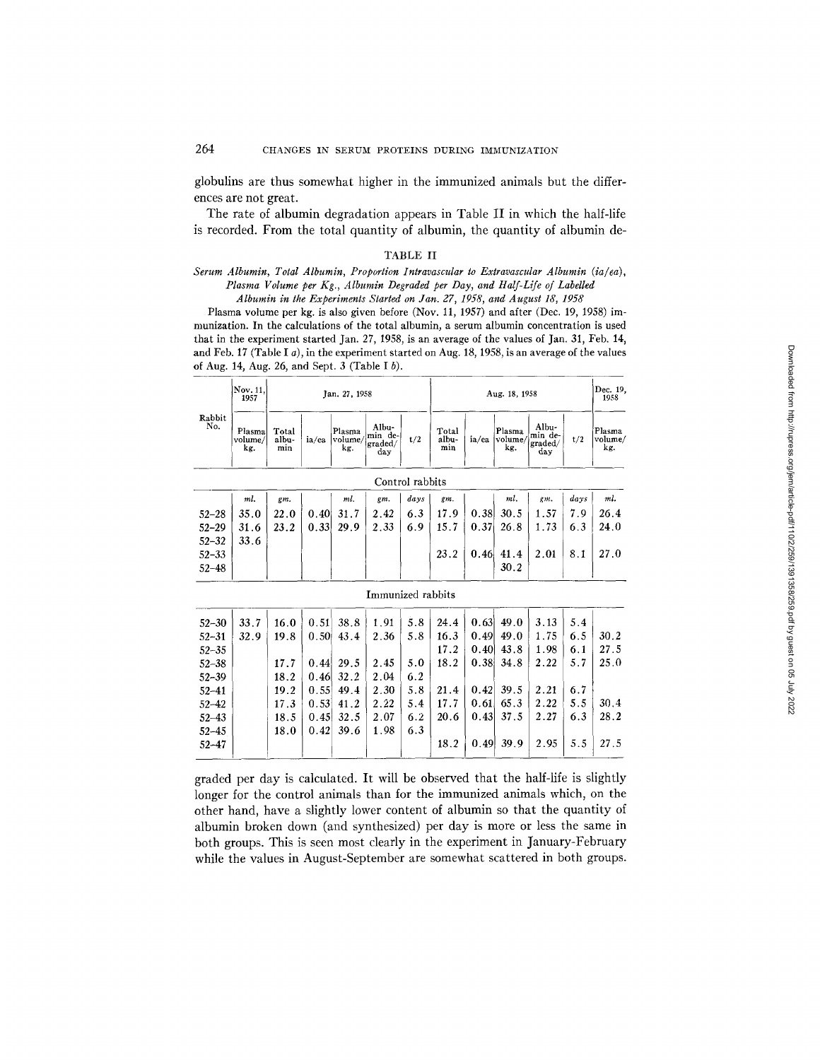globulins are thus somewhat higher in the immunized animals but the differences are not great.

The rate of albumin degradation appears in Table II in which the half-life is recorded. From the total quantity of albumin, the quantity of albumin degraded per day is calculated. It will be observed that the half-life is slightly longer for the control animals than for the immunized animals which, on the other hand, have a slightly lower content of albumin so that the quantity of albumin broken down (and synthesized) per day is more or less the same in both groups. This is seen most clearly in the experiment in January-February while the values in August-September are somewhat scattered in both groups.

TABLE II

*Serum Albumin, Total Albumin, Proportion Intravascular to Extravascular Albumin (ia/ea), Plasma Volume per Kg., Albumin Degraded per Day, and Half-Life of Labelled Albumin in the Experiments Started on Jan. 27, 1958, and August 18, 1958*

Plasma volume per kg. is also given before (Nov. 11, 1957) and after (Dec. 19, 1958) immunization. In the calculations of the total albumin, a serum albumin concentration is used that in the experiment started Jan. 27, 1958, is an average of the values of Jan. 31, Feb. 14, and Feb. 17 (Table I *a*), in the experiment started on Aug. 18, 1958, is an average of the values of Aug. 14, Aug. 26, and Sept. 3 (Table I *b*).

| Rabbit No. | Nov. 11, 1957 | Jan. 27, 1958 | | | | | Aug. 18, 1958 | | | | | Dec. 19, 1958 |
|---|---|---|---|---|---|---|---|---|---|---|---|---|
| | Plasma volume/kg. | Total albumin | ia/ea | Plasma volume/kg. | Albumin degraded/day | t/2 | Total albumin | ia/ea | Plasma volume/kg. | Albumin degraded/day | t/2 | Plasma volume/kg. |
| **Control rabbits** | | | | | | | | | | | | |
| | *ml.* | *gm.* | | *ml.* | *gm.* | *days* | *gm.* | | *ml.* | *gm.* | *days* | *ml.* |
| 52–28 | 35.0 | 22.0 | 0.40 | 31.7 | 2.42 | 6.3 | 17.9 | 0.38 | 30.5 | 1.57 | 7.9 | 26.4 |
| 52–29 | 31.6 | 23.2 | 0.33 | 29.9 | 2.33 | 6.9 | 15.7 | 0.37 | 26.8 | 1.73 | 6.3 | 24.0 |
| 52–32 | 33.6 | | | | | | | | | | | |
| 52–33 | | | | | | | 23.2 | 0.46 | 41.4 | 2.01 | 8.1 | 27.0 |
| 52–48 | | | | | | | | | 30.2 | | | |
| **Immunized rabbits** | | | | | | | | | | | | |
| 52–30 | 33.7 | 16.0 | 0.51 | 38.8 | 1.91 | 5.8 | 24.4 | 0.63 | 49.0 | 3.13 | 5.4 | |
| 52–31 | 32.9 | 19.8 | 0.50 | 43.4 | 2.36 | 5.8 | 16.3 | 0.49 | 49.0 | 1.75 | 6.5 | 30.2 |
| 52–35 | | | | | | | 17.2 | 0.40 | 43.8 | 1.98 | 6.1 | 27.5 |
| 52–38 | | 17.7 | 0.44 | 29.5 | 2.45 | 5.0 | 18.2 | 0.38 | 34.8 | 2.22 | 5.7 | 25.0 |
| 52–39 | | 18.2 | 0.46 | 32.2 | 2.04 | 6.2 | | | | | | |
| 52–41 | | 19.2 | 0.55 | 49.4 | 2.30 | 5.8 | 21.4 | 0.42 | 39.5 | 2.21 | 6.7 | |
| 52–42 | | 17.3 | 0.53 | 41.2 | 2.22 | 5.4 | 17.7 | 0.61 | 65.3 | 2.22 | 5.5 | 30.4 |
| 52–43 | | 18.5 | 0.45 | 32.5 | 2.07 | 6.2 | 20.6 | 0.43 | 37.5 | 2.27 | 6.3 | 28.2 |
| 52–45 | | 18.0 | 0.42 | 39.6 | 1.98 | 6.3 | | | | | | |
| 52–47 | | | | | | | 18.2 | 0.49 | 39.9 | 2.95 | 5.5 | 27.5 |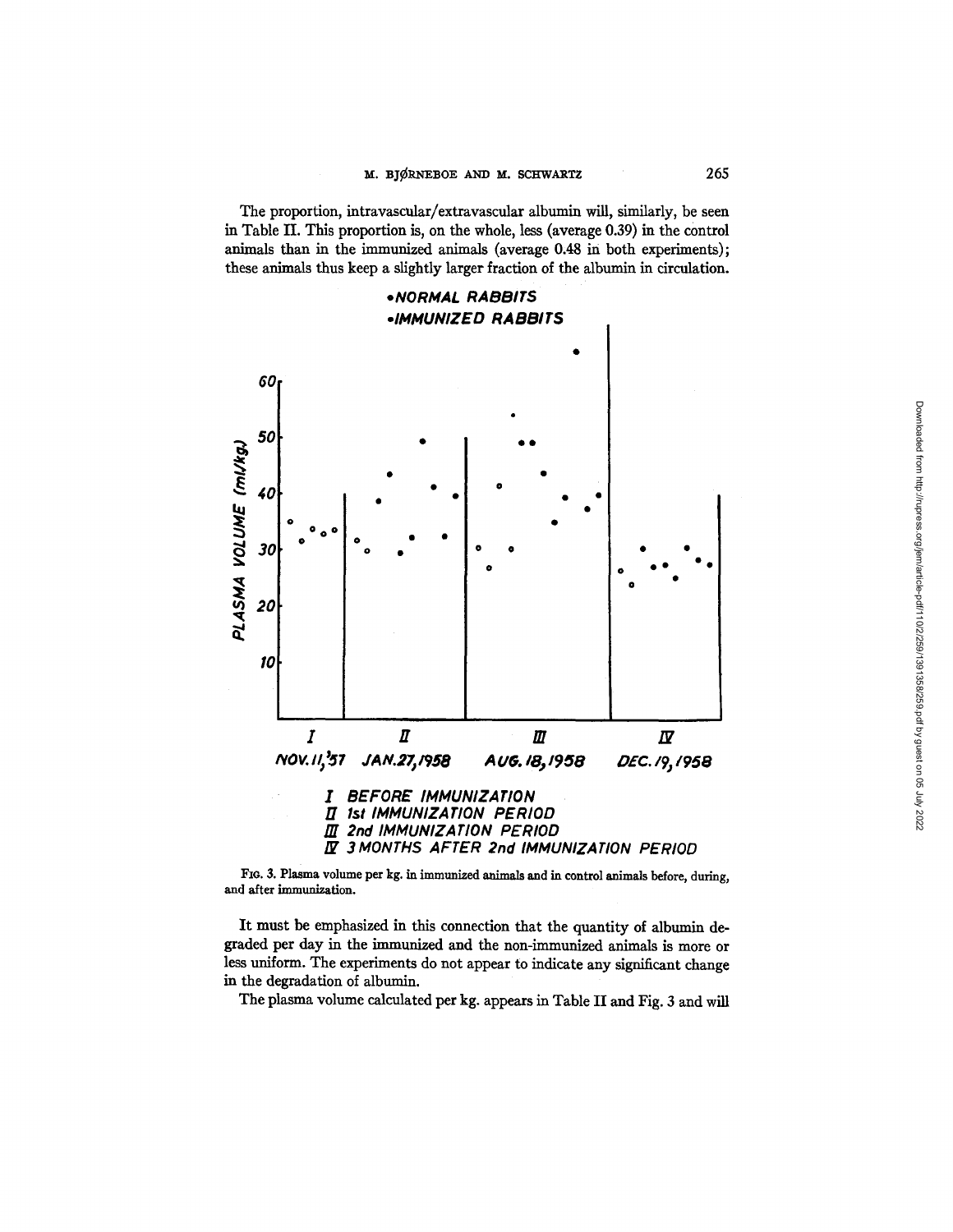The proportion, intravascular/extravascular albumin will, similarly, be seen in Table II. This proportion is, on the whole, less (average 0.39) in the control animals than in the immunized animals (average 0.48 in both experiments); these animals thus keep a slightly larger fraction of the albumin in circulation.

FIG. 3. Plasma volume per kg. in immunized animals and in control animals before, during, and after immunization.

It must be emphasized in this connection that the quantity of albumin degraded per day in the immunized and the non-immunized animals is more or less uniform. The experiments do not appear to indicate any significant change in the degradation of albumin.

The plasma volume calculated per kg. appears in Table II and Fig. 3 and will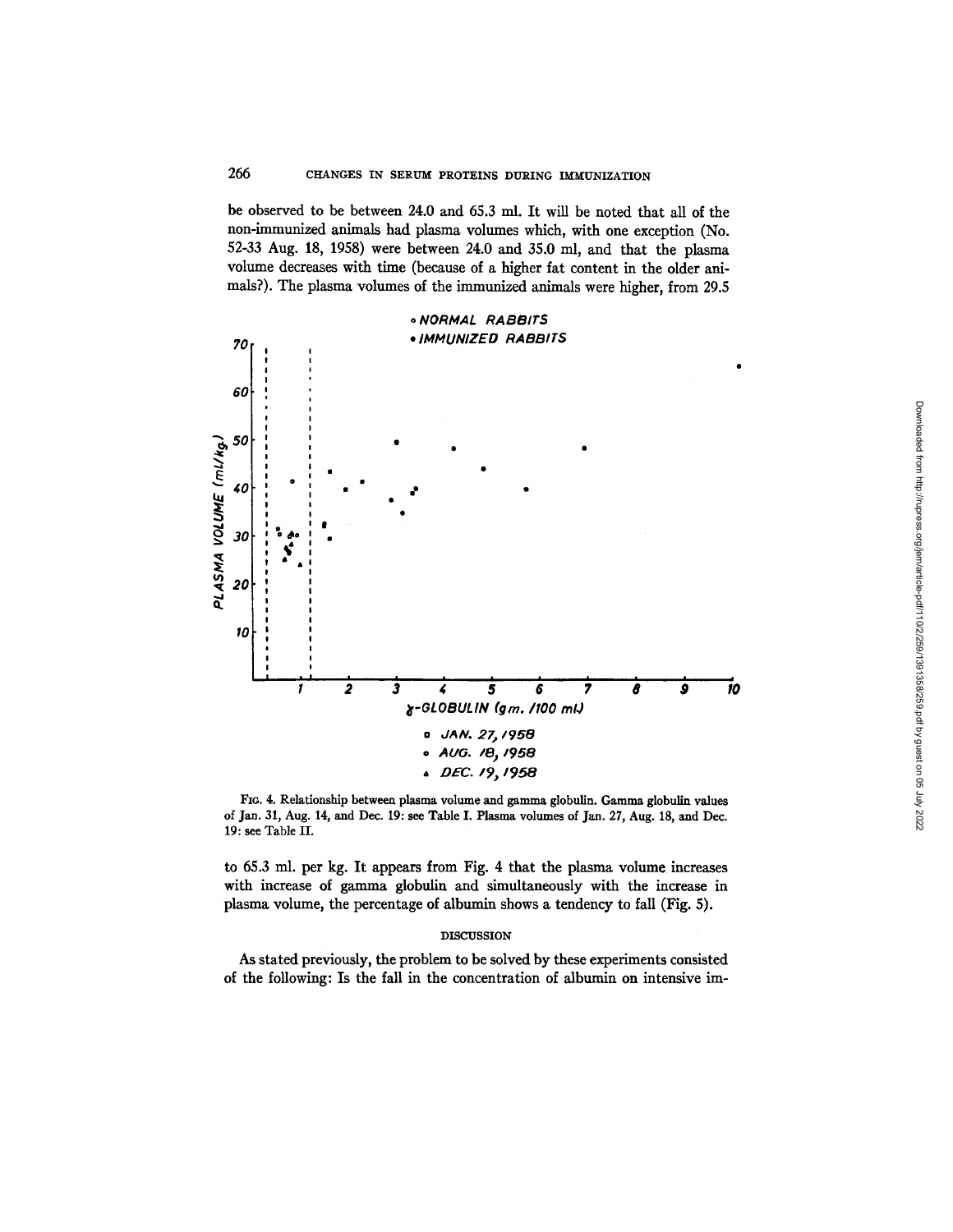be observed to be between 24.0 and 65.3 ml. It will be noted that all of the non-immunized animals had plasma volumes which, with one exception (No. 52-33 Aug. 18, 1958) were between 24.0 and 35.0 ml, and that the plasma volume decreases with time (because of a higher fat content in the older animals?). The plasma volumes of the immunized animals were higher, from 29.5

FIG. 4. Relationship between plasma volume and gamma globulin. Gamma globulin values of Jan. 31, Aug. 14, and Dec. 19: see Table I. Plasma volumes of Jan. 27, Aug. 18, and Dec. 19: see Table II.

to 65.3 ml. per kg. It appears from Fig. 4 that the plasma volume increases with increase of gamma globulin and simultaneously with the increase in plasma volume, the percentage of albumin shows a tendency to fall (Fig. 5).

## DISCUSSION

As stated previously, the problem to be solved by these experiments consisted of the following: Is the fall in the concentration of albumin on intensive im-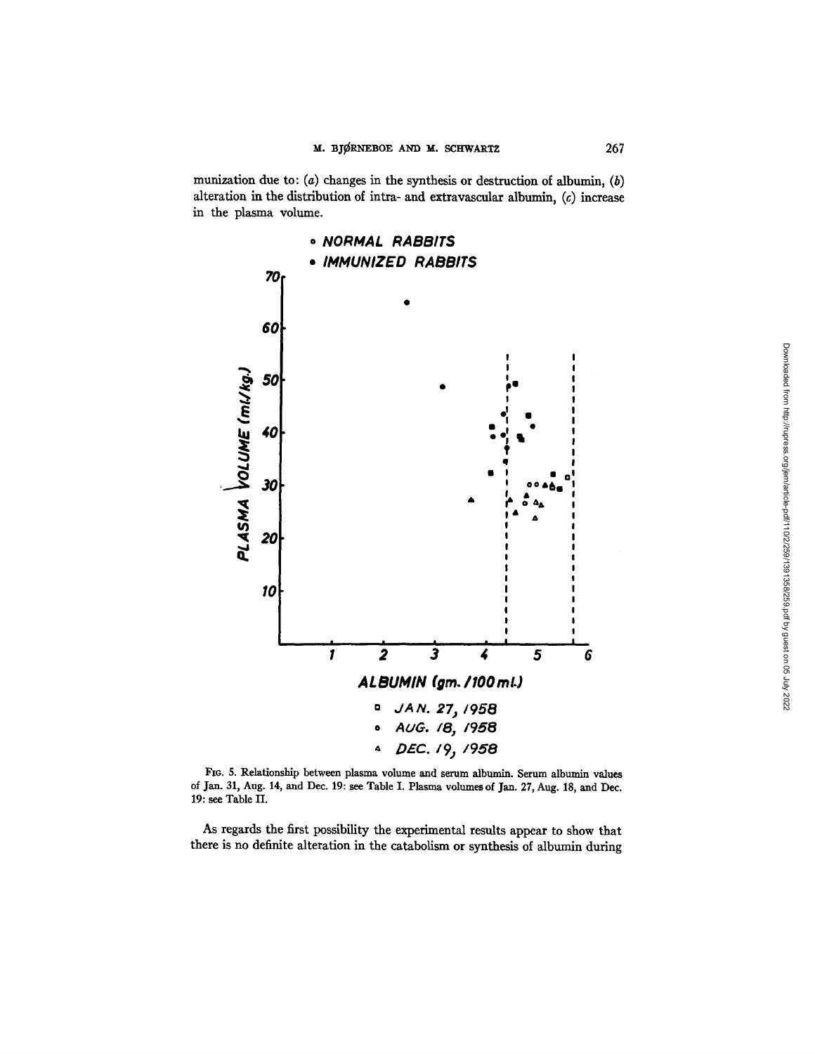munization due to: (*a*) changes in the synthesis or destruction of albumin, (*b*) alteration in the distribution of intra- and extravascular albumin, (*c*) increase in the plasma volume.

FIG. 5. Relationship between plasma volume and serum albumin. Serum albumin values of Jan. 31, Aug. 14, and Dec. 19: see Table I. Plasma volumes of Jan. 27, Aug. 18, and Dec. 19: see Table II.

As regards the first possibility the experimental results appear to show that there is no definite alteration in the catabolism or synthesis of albumin during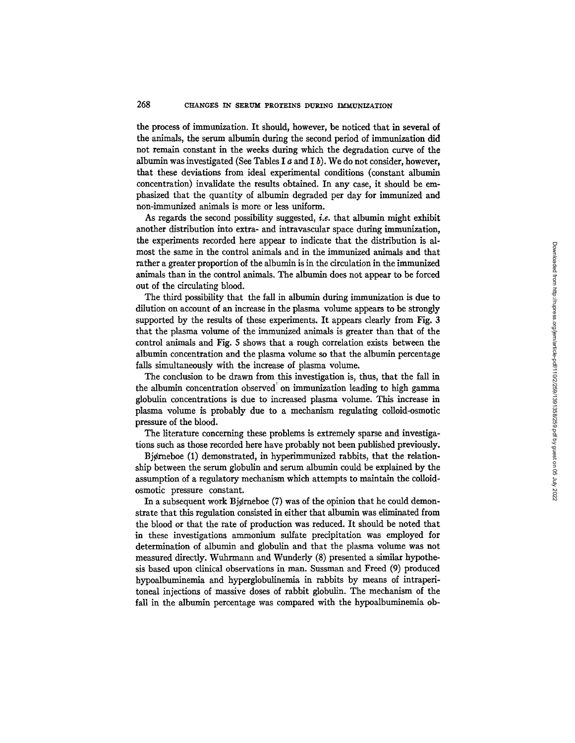the process of immunization. It should, however, be noticed that in several of the animals, the serum albumin during the second period of immunization did not remain constant in the weeks during which the degradation curve of the albumin was investigated (See Tables I *a* and I *b*). We do not consider, however, that these deviations from ideal experimental conditions (constant albumin concentration) invalidate the results obtained. In any case, it should be emphasized that the quantity of albumin degraded per day for immunized and non-immunized animals is more or less uniform.

As regards the second possibility suggested, *i.e.* that albumin might exhibit another distribution into extra- and intravascular space during immunization, the experiments recorded here appear to indicate that the distribution is almost the same in the control animals and in the immunized animals and that rather a greater proportion of the albumin is in the circulation in the immunized animals than in the control animals. The albumin does not appear to be forced out of the circulating blood.

The third possibility that the fall in albumin during immunization is due to dilution on account of an increase in the plasma volume appears to be strongly supported by the results of these experiments. It appears clearly from Fig. 3 that the plasma volume of the immunized animals is greater than that of the control animals and Fig. 5 shows that a rough correlation exists between the albumin concentration and the plasma volume so that the albumin percentage falls simultaneously with the increase of plasma volume.

The conclusion to be drawn from this investigation is, thus, that the fall in the albumin concentration observed on immunization leading to high gamma globulin concentrations is due to increased plasma volume. This increase in plasma volume is probably due to a mechanism regulating colloid-osmotic pressure of the blood.

The literature concerning these problems is extremely sparse and investigations such as those recorded here have probably not been published previously.

Bjørneboe (1) demonstrated, in hyperimmunized rabbits, that the relationship between the serum globulin and serum albumin could be explained by the assumption of a regulatory mechanism which attempts to maintain the colloid-osmotic pressure constant.

In a subsequent work Bjørneboe (7) was of the opinion that he could demonstrate that this regulation consisted in either that albumin was eliminated from the blood or that the rate of production was reduced. It should be noted that in these investigations ammonium sulfate precipitation was employed for determination of albumin and globulin and that the plasma volume was not measured directly. Wuhrmann and Wunderly (8) presented a similar hypothesis based upon clinical observations in man. Sussman and Freed (9) produced hypoalbuminemia and hyperglobulinemia in rabbits by means of intraperitoneal injections of massive doses of rabbit globulin. The mechanism of the fall in the albumin percentage was compared with the hypoalbuminemia ob-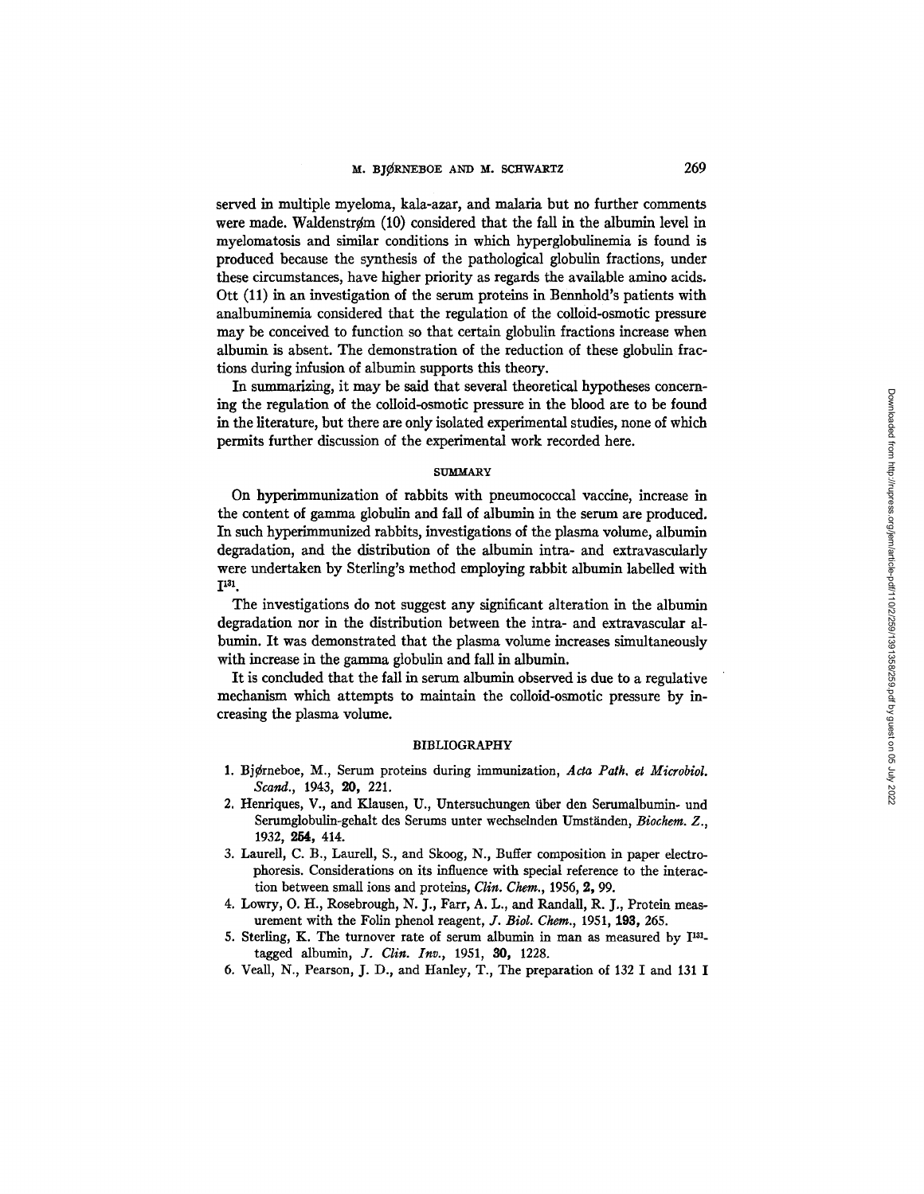served in multiple myeloma, kala-azar, and malaria but no further comments were made. Waldenstrøm (10) considered that the fall in the albumin level in myelomatosis and similar conditions in which hyperglobulinemia is found is produced because the synthesis of the pathological globulin fractions, under these circumstances, have higher priority as regards the available amino acids. Ott (11) in an investigation of the serum proteins in Bennhold's patients with analbuminemia considered that the regulation of the colloid-osmotic pressure may be conceived to function so that certain globulin fractions increase when albumin is absent. The demonstration of the reduction of these globulin fractions during infusion of albumin supports this theory.

In summarizing, it may be said that several theoretical hypotheses concerning the regulation of the colloid-osmotic pressure in the blood are to be found in the literature, but there are only isolated experimental studies, none of which permits further discussion of the experimental work recorded here.

## SUMMARY

On hyperimmunization of rabbits with pneumococcal vaccine, increase in the content of gamma globulin and fall of albumin in the serum are produced. In such hyperimmunized rabbits, investigations of the plasma volume, albumin degradation, and the distribution of the albumin intra- and extravascularly were undertaken by Sterling's method employing rabbit albumin labelled with $I^{131}$.

The investigations do not suggest any significant alteration in the albumin degradation nor in the distribution between the intra- and extravascular albumin. It was demonstrated that the plasma volume increases simultaneously with increase in the gamma globulin and fall in albumin.

It is concluded that the fall in serum albumin observed is due to a regulative mechanism which attempts to maintain the colloid-osmotic pressure by increasing the plasma volume.

## BIBLIOGRAPHY

1. Bjørneboe, M., Serum proteins during immunization, *Acta Path. et Microbiol. Scand.*, 1943, **20,** 221.
2. Henriques, V., and Klausen, U., Untersuchungen über den Serumalbumin- und Serumglobulin-gehalt des Serums unter wechselnden Umständen, *Biochem. Z.*, 1932, **254,** 414.
3. Laurell, C. B., Laurell, S., and Skoog, N., Buffer composition in paper electrophoresis. Considerations on its influence with special reference to the interaction between small ions and proteins, *Clin. Chem.*, 1956, **2,** 99.
4. Lowry, O. H., Rosebrough, N. J., Farr, A. L., and Randall, R. J., Protein measurement with the Folin phenol reagent, *J. Biol. Chem.*, 1951, **193,** 265.
5. Sterling, K. The turnover rate of serum albumin in man as measured by $I^{131}$-tagged albumin, *J. Clin. Inv.*, 1951, **30,** 1228.
6. Veall, N., Pearson, J. D., and Hanley, T., The preparation of 132 I and 131 I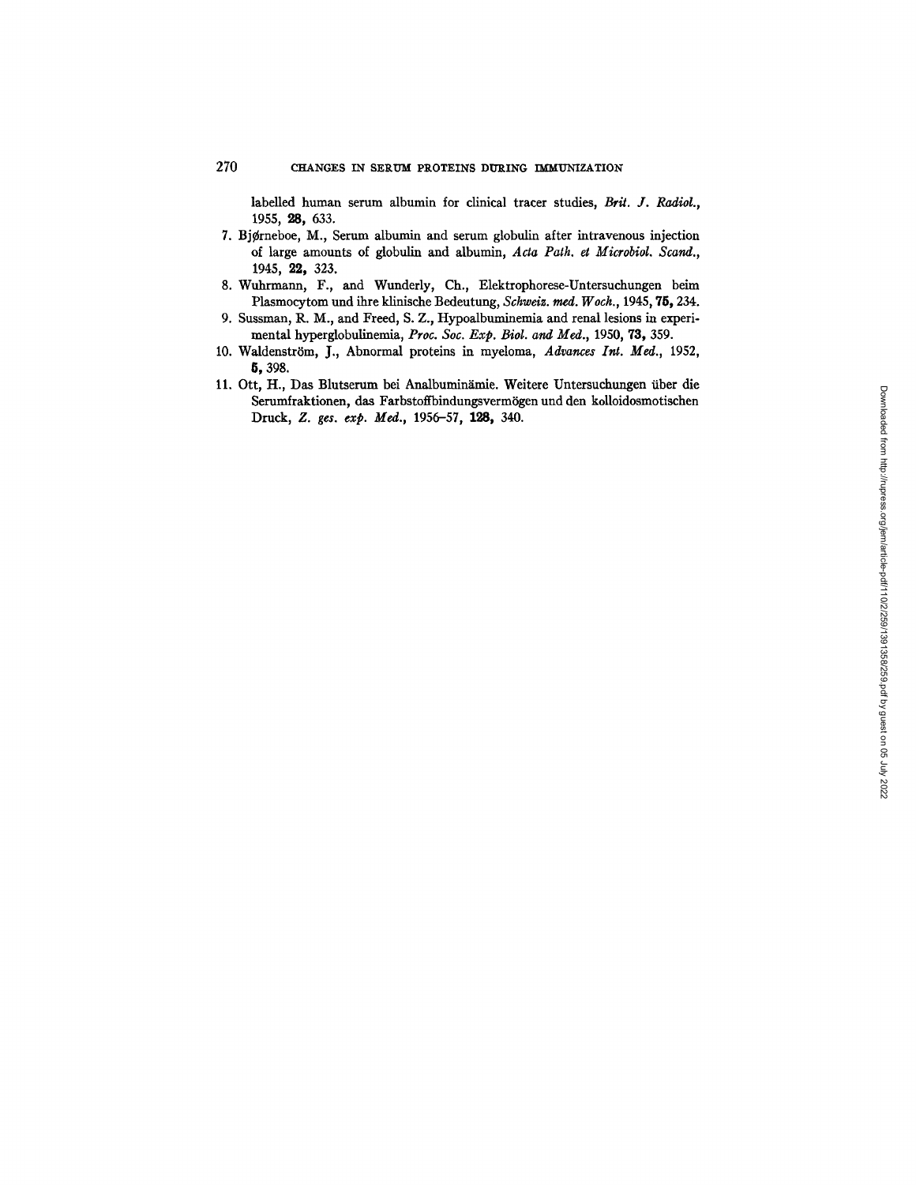labelled human serum albumin for clinical tracer studies, *Brit. J. Radiol.*, 1955, **28,** 633.

7. Bjørneboe, M., Serum albumin and serum globulin after intravenous injection of large amounts of globulin and albumin, *Acta Path. et Microbiol. Scand.*, 1945, **22,** 323.
8. Wuhrmann, F., and Wunderly, Ch., Elektrophorese-Untersuchungen beim Plasmocytom und ihre klinische Bedeutung, *Schweiz. med. Woch.*, 1945, **75,** 234.
9. Sussman, R. M., and Freed, S. Z., Hypoalbuminemia and renal lesions in experimental hyperglobulinemia, *Proc. Soc. Exp. Biol. and Med.*, 1950, **73,** 359.
10. Waldenström, J., Abnormal proteins in myeloma, *Advances Int. Med.*, 1952, **5,** 398.
11. Ott, H., Das Blutserum bei Analbuminämie. Weitere Untersuchungen über die Serumfraktionen, das Farbstoffbindungsvermögen und den kolloidosmotischen Druck, *Z. ges. exp. Med.*, 1956–57, **128,** 340.